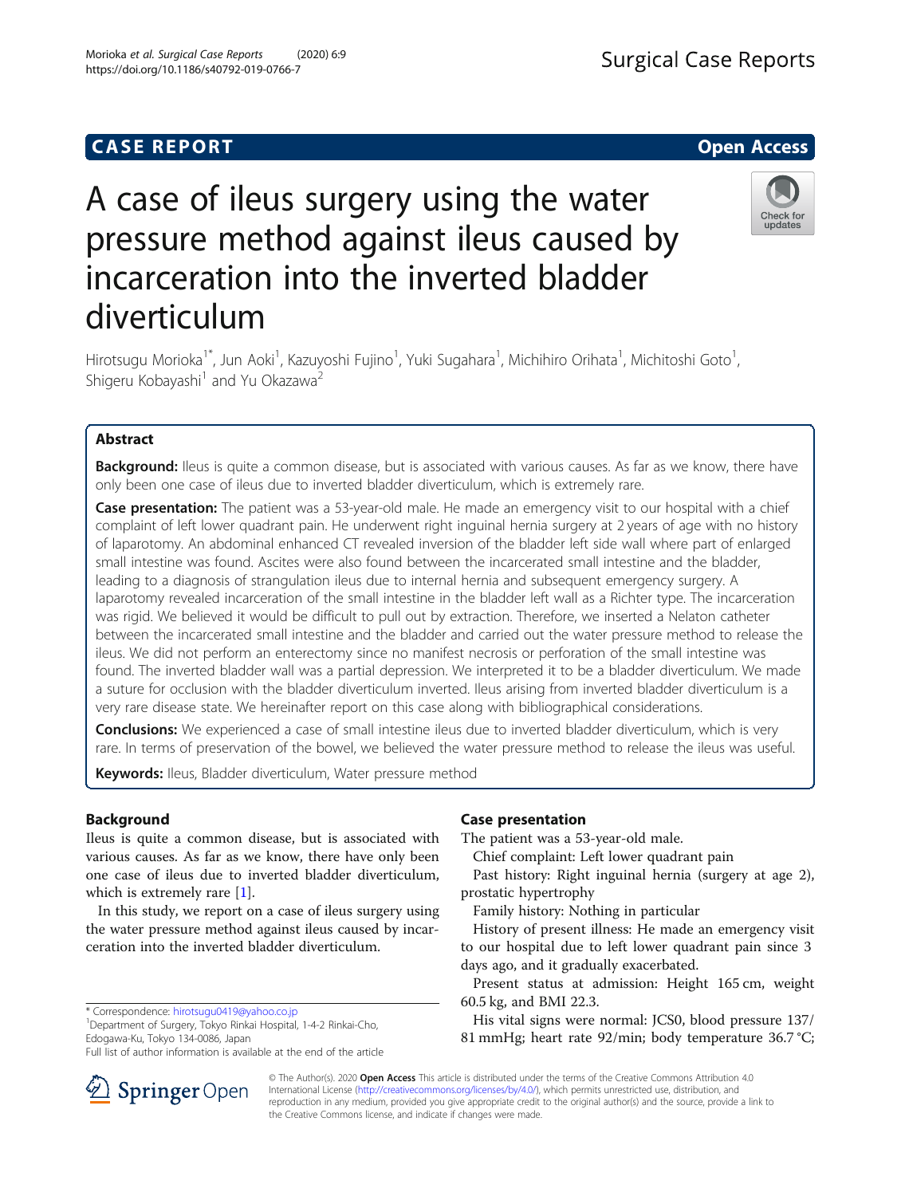CASE REPORT

Open Access

# A case of ileus surgery using the water pressure method against ileus caused by incarceration into the inverted bladder diverticulum

Hirotsugu Morioka[1*], Jun Aoki[1], Kazuyoshi Fujino[1], Yuki Sugahara[1], Michihiro Orihata[1], Michitoshi Goto[1], Shigeru Kobayashi[1] and Yu Okazawa[2]

## Abstract

**Background:** Ileus is quite a common disease, but is associated with various causes. As far as we know, there have only been one case of ileus due to inverted bladder diverticulum, which is extremely rare.

**Case presentation:** The patient was a 53-year-old male. He made an emergency visit to our hospital with a chief complaint of left lower quadrant pain. He underwent right inguinal hernia surgery at 2 years of age with no history of laparotomy. An abdominal enhanced CT revealed inversion of the bladder left side wall where part of enlarged small intestine was found. Ascites were also found between the incarcerated small intestine and the bladder, leading to a diagnosis of strangulation ileus due to internal hernia and subsequent emergency surgery. A laparotomy revealed incarceration of the small intestine in the bladder left wall as a Richter type. The incarceration was rigid. We believed it would be difficult to pull out by extraction. Therefore, we inserted a Nelaton catheter between the incarcerated small intestine and the bladder and carried out the water pressure method to release the ileus. We did not perform an enterectomy since no manifest necrosis or perforation of the small intestine was found. The inverted bladder wall was a partial depression. We interpreted it to be a bladder diverticulum. We made a suture for occlusion with the bladder diverticulum inverted. Ileus arising from inverted bladder diverticulum is a very rare disease state. We hereinafter report on this case along with bibliographical considerations.

**Conclusions:** We experienced a case of small intestine ileus due to inverted bladder diverticulum, which is very rare. In terms of preservation of the bowel, we believed the water pressure method to release the ileus was useful.

**Keywords:** Ileus, Bladder diverticulum, Water pressure method

## Background

Ileus is quite a common disease, but is associated with various causes. As far as we know, there have only been one case of ileus due to inverted bladder diverticulum, which is extremely rare [1].

In this study, we report on a case of ileus surgery using the water pressure method against ileus caused by incarceration into the inverted bladder diverticulum.

## Case presentation

The patient was a 53-year-old male.

Chief complaint: Left lower quadrant pain

Past history: Right inguinal hernia (surgery at age 2), prostatic hypertrophy

Family history: Nothing in particular

History of present illness: He made an emergency visit to our hospital due to left lower quadrant pain since 3 days ago, and it gradually exacerbated.

Present status at admission: Height 165 cm, weight 60.5 kg, and BMI 22.3.

His vital signs were normal: JCS0, blood pressure 137/81 mmHg; heart rate 92/min; body temperature 36.7 °C;

\* Correspondence: hirotsugu0419@yahoo.co.jp
[1]Department of Surgery, Tokyo Rinkai Hospital, 1-4-2 Rinkai-Cho, Edogawa-Ku, Tokyo 134-0086, Japan
Full list of author information is available at the end of the article

© The Author(s). 2020 **Open Access** This article is distributed under the terms of the Creative Commons Attribution 4.0 International License (http://creativecommons.org/licenses/by/4.0/), which permits unrestricted use, distribution, and reproduction in any medium, provided you give appropriate credit to the original author(s) and the source, provide a link to the Creative Commons license, and indicate if changes were made.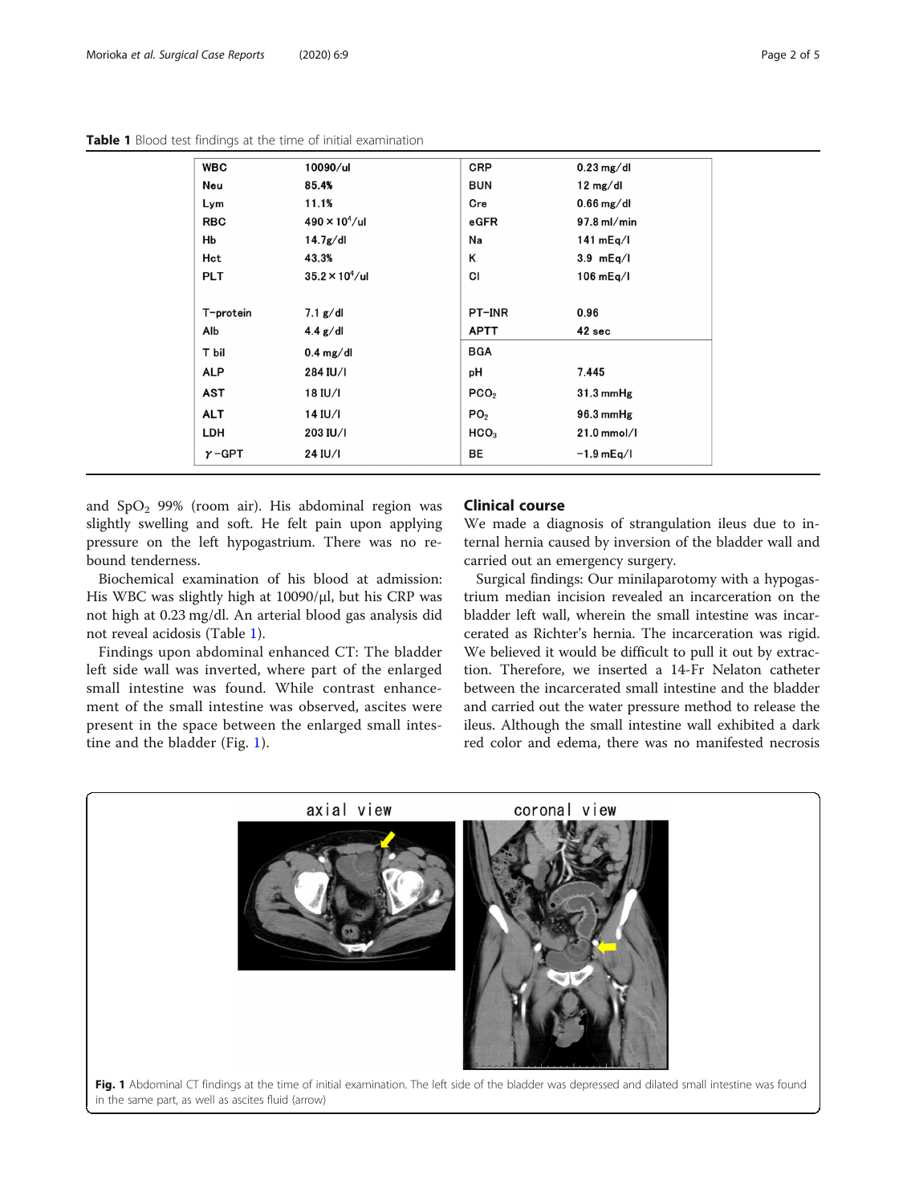**Table 1** Blood test findings at the time of initial examination

| | | | |
|---|---|---|---|
| WBC | 10090/ul | CRP | 0.23 mg/dl |
| Neu | 85.4% | BUN | 12 mg/dl |
| Lym | 11.1% | Cre | 0.66 mg/dl |
| RBC | $490 \times 10^4$/ul | eGFR | 97.8 ml/min |
| Hb | 14.7g/dl | Na | 141 mEq/l |
| Hct | 43.3% | K | 3.9 mEq/l |
| PLT | $35.2 \times 10^4$/ul | Cl | 106 mEq/l |
| T-protein | 7.1 g/dl | PT-INR | 0.96 |
| Alb | 4.4 g/dl | APTT | 42 sec |
| T bil | 0.4 mg/dl | BGA | |
| ALP | 284 IU/l | pH | 7.445 |
| AST | 18 IU/l | $PCO_2$ | 31.3 mmHg |
| ALT | 14 IU/l | $PO_2$ | 96.3 mmHg |
| LDH | 203 IU/l | $HCO_3$ | 21.0 mmol/l |
| γ-GPT | 24 IU/l | BE | −1.9 mEq/l |

and $SpO_2$ 99% (room air). His abdominal region was slightly swelling and soft. He felt pain upon applying pressure on the left hypogastrium. There was no rebound tenderness.

Biochemical examination of his blood at admission: His WBC was slightly high at 10090/μl, but his CRP was not high at 0.23 mg/dl. An arterial blood gas analysis did not reveal acidosis (Table 1).

Findings upon abdominal enhanced CT: The bladder left side wall was inverted, where part of the enlarged small intestine was found. While contrast enhancement of the small intestine was observed, ascites were present in the space between the enlarged small intestine and the bladder (Fig. 1).

## Clinical course

We made a diagnosis of strangulation ileus due to internal hernia caused by inversion of the bladder wall and carried out an emergency surgery.

Surgical findings: Our minilaparotomy with a hypogastrium median incision revealed an incarceration on the bladder left wall, wherein the small intestine was incarcerated as Richter's hernia. The incarceration was rigid. We believed it would be difficult to pull it out by extraction. Therefore, we inserted a 14-Fr Nelaton catheter between the incarcerated small intestine and the bladder and carried out the water pressure method to release the ileus. Although the small intestine wall exhibited a dark red color and edema, there was no manifested necrosis

**Fig. 1** Abdominal CT findings at the time of initial examination. The left side of the bladder was depressed and dilated small intestine was found in the same part, as well as ascites fluid (arrow)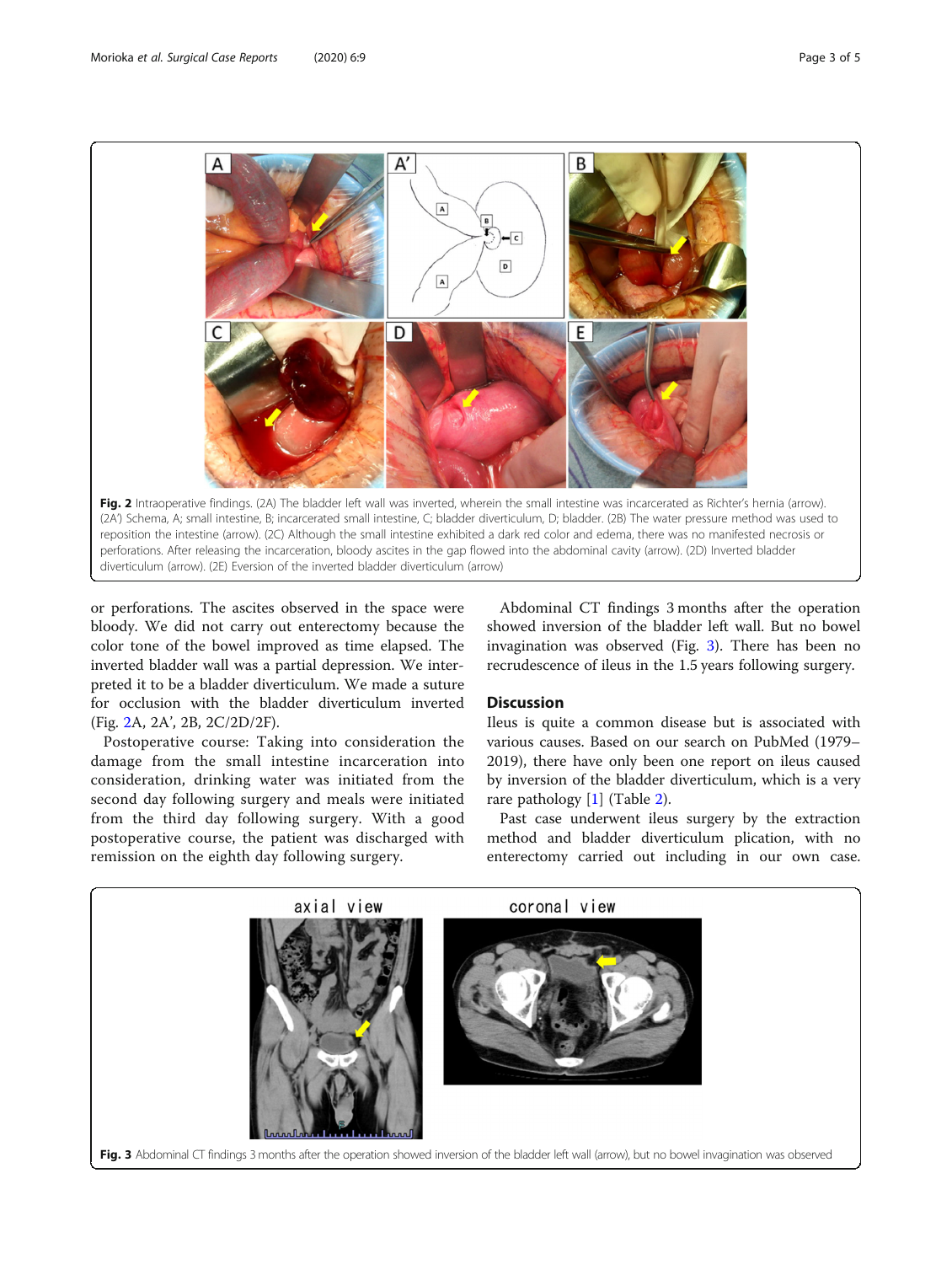**Fig. 2** Intraoperative findings. (2A) The bladder left wall was inverted, wherein the small intestine was incarcerated as Richter's hernia (arrow). (2A') Schema, A; small intestine, B; incarcerated small intestine, C; bladder diverticulum, D; bladder. (2B) The water pressure method was used to reposition the intestine (arrow). (2C) Although the small intestine exhibited a dark red color and edema, there was no manifested necrosis or perforations. After releasing the incarceration, bloody ascites in the gap flowed into the abdominal cavity (arrow). (2D) Inverted bladder diverticulum (arrow). (2E) Eversion of the inverted bladder diverticulum (arrow)

or perforations. The ascites observed in the space were bloody. We did not carry out enterectomy because the color tone of the bowel improved as time elapsed. The inverted bladder wall was a partial depression. We interpreted it to be a bladder diverticulum. We made a suture for occlusion with the bladder diverticulum inverted (Fig. 2A, 2A', 2B, 2C/2D/2F).

Postoperative course: Taking into consideration the damage from the small intestine incarceration into consideration, drinking water was initiated from the second day following surgery and meals were initiated from the third day following surgery. With a good postoperative course, the patient was discharged with remission on the eighth day following surgery.

Abdominal CT findings 3 months after the operation showed inversion of the bladder left wall. But no bowel invagination was observed (Fig. 3). There has been no recrudescence of ileus in the 1.5 years following surgery.

## Discussion

Ileus is quite a common disease but is associated with various causes. Based on our search on PubMed (1979–2019), there have only been one report on ileus caused by inversion of the bladder diverticulum, which is a very rare pathology [1] (Table 2).

Past case underwent ileus surgery by the extraction method and bladder diverticulum plication, with no enterectomy carried out including in our own case.

**Fig. 3** Abdominal CT findings 3 months after the operation showed inversion of the bladder left wall (arrow), but no bowel invagination was observed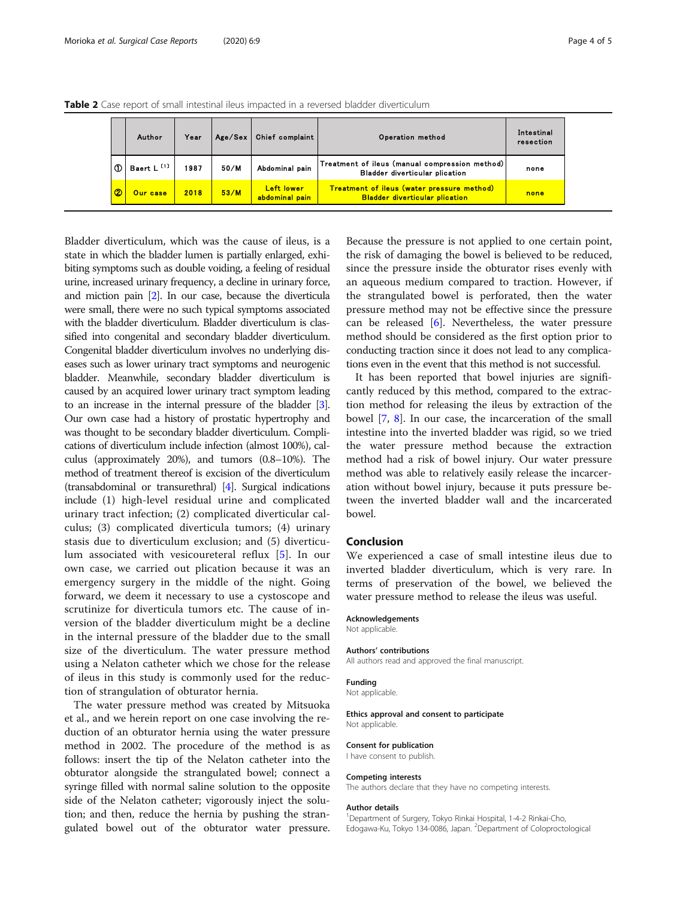**Table 2** Case report of small intestinal ileus impacted in a reversed bladder diverticulum

| | Author | Year | Age/Sex | Chief complaint | Operation method | Intestinal resection |
|---|---|---|---|---|---|---|
| ① | Baert L [1] | 1987 | 50/M | Abdominal pain | Treatment of ileus (manual compression method) Bladder diverticular plication | none |
| ② | Our case | 2018 | 53/M | Left lower abdominal pain | Treatment of ileus (water pressure method) Bladder diverticular plication | none |

Bladder diverticulum, which was the cause of ileus, is a state in which the bladder lumen is partially enlarged, exhibiting symptoms such as double voiding, a feeling of residual urine, increased urinary frequency, a decline in urinary force, and miction pain [2]. In our case, because the diverticula were small, there were no such typical symptoms associated with the bladder diverticulum. Bladder diverticulum is classified into congenital and secondary bladder diverticulum. Congenital bladder diverticulum involves no underlying diseases such as lower urinary tract symptoms and neurogenic bladder. Meanwhile, secondary bladder diverticulum is caused by an acquired lower urinary tract symptom leading to an increase in the internal pressure of the bladder [3]. Our own case had a history of prostatic hypertrophy and was thought to be secondary bladder diverticulum. Complications of diverticulum include infection (almost 100%), calculus (approximately 20%), and tumors (0.8–10%). The method of treatment thereof is excision of the diverticulum (transabdominal or transurethral) [4]. Surgical indications include (1) high-level residual urine and complicated urinary tract infection; (2) complicated diverticular calculus; (3) complicated diverticula tumors; (4) urinary stasis due to diverticulum exclusion; and (5) diverticulum associated with vesicoureteral reflux [5]. In our own case, we carried out plication because it was an emergency surgery in the middle of the night. Going forward, we deem it necessary to use a cystoscope and scrutinize for diverticula tumors etc. The cause of inversion of the bladder diverticulum might be a decline in the internal pressure of the bladder due to the small size of the diverticulum. The water pressure method using a Nelaton catheter which we chose for the release of ileus in this study is commonly used for the reduction of strangulation of obturator hernia.

The water pressure method was created by Mitsuoka et al., and we herein report on one case involving the reduction of an obturator hernia using the water pressure method in 2002. The procedure of the method is as follows: insert the tip of the Nelaton catheter into the obturator alongside the strangulated bowel; connect a syringe filled with normal saline solution to the opposite side of the Nelaton catheter; vigorously inject the solution; and then, reduce the hernia by pushing the strangulated bowel out of the obturator water pressure. Because the pressure is not applied to one certain point, the risk of damaging the bowel is believed to be reduced, since the pressure inside the obturator rises evenly with an aqueous medium compared to traction. However, if the strangulated bowel is perforated, then the water pressure method may not be effective since the pressure can be released [6]. Nevertheless, the water pressure method should be considered as the first option prior to conducting traction since it does not lead to any complications even in the event that this method is not successful.

It has been reported that bowel injuries are significantly reduced by this method, compared to the extraction method for releasing the ileus by extraction of the bowel [7, 8]. In our case, the incarceration of the small intestine into the inverted bladder was rigid, so we tried the water pressure method because the extraction method had a risk of bowel injury. Our water pressure method was able to relatively easily release the incarceration without bowel injury, because it puts pressure between the inverted bladder wall and the incarcerated bowel.

## Conclusion

We experienced a case of small intestine ileus due to inverted bladder diverticulum, which is very rare. In terms of preservation of the bowel, we believed the water pressure method to release the ileus was useful.

### Acknowledgements
Not applicable.

### Authors' contributions
All authors read and approved the final manuscript.

### Funding
Not applicable.

### Ethics approval and consent to participate
Not applicable.

### Consent for publication
I have consent to publish.

### Competing interests
The authors declare that they have no competing interests.

### Author details
[1]Department of Surgery, Tokyo Rinkai Hospital, 1-4-2 Rinkai-Cho, Edogawa-Ku, Tokyo 134-0086, Japan. [2]Department of Coloproctological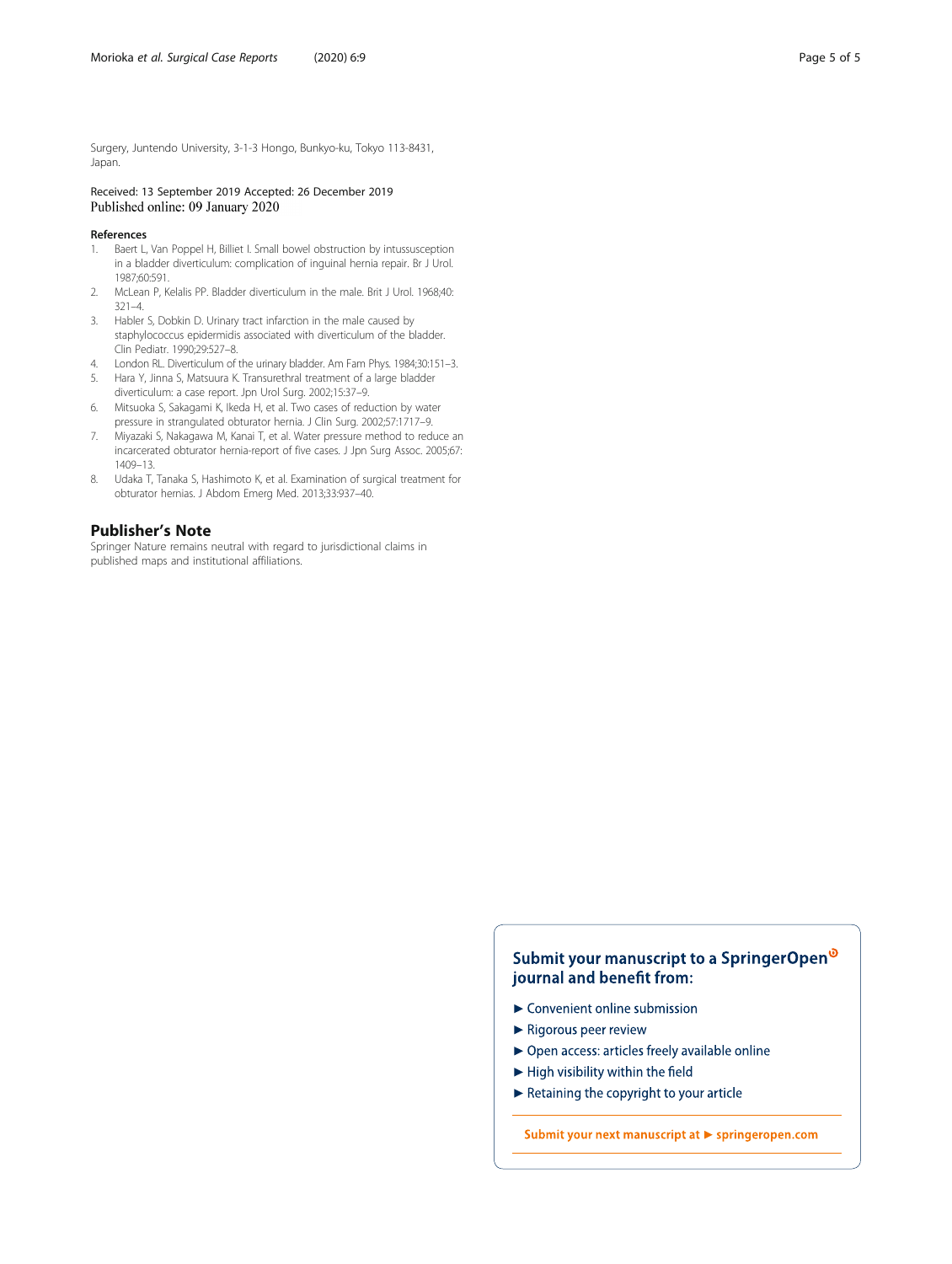Surgery, Juntendo University, 3-1-3 Hongo, Bunkyo-ku, Tokyo 113-8431, Japan.

Received: 13 September 2019 Accepted: 26 December 2019
Published online: 09 January 2020

### References

1. Baert L, Van Poppel H, Billiet I. Small bowel obstruction by intussusception in a bladder diverticulum: complication of inguinal hernia repair. Br J Urol. 1987;60:591.
2. McLean P, Kelalis PP. Bladder diverticulum in the male. Brit J Urol. 1968;40:321–4.
3. Habler S, Dobkin D. Urinary tract infarction in the male caused by staphylococcus epidermidis associated with diverticulum of the bladder. Clin Pediatr. 1990;29:527–8.
4. London RL. Diverticulum of the urinary bladder. Am Fam Phys. 1984;30:151–3.
5. Hara Y, Jinna S, Matsuura K. Transurethral treatment of a large bladder diverticulum: a case report. Jpn Urol Surg. 2002;15:37–9.
6. Mitsuoka S, Sakagami K, Ikeda H, et al. Two cases of reduction by water pressure in strangulated obturator hernia. J Clin Surg. 2002;57:1717–9.
7. Miyazaki S, Nakagawa M, Kanai T, et al. Water pressure method to reduce an incarcerated obturator hernia-report of five cases. J Jpn Surg Assoc. 2005;67:1409–13.
8. Udaka T, Tanaka S, Hashimoto K, et al. Examination of surgical treatment for obturator hernias. J Abdom Emerg Med. 2013;33:937–40.

## Publisher's Note

Springer Nature remains neutral with regard to jurisdictional claims in published maps and institutional affiliations.

**Submit your manuscript to a SpringerOpen journal and benefit from:**

- ► Convenient online submission
- ► Rigorous peer review
- ► Open access: articles freely available online
- ► High visibility within the field
- ► Retaining the copyright to your article

**Submit your next manuscript at ► springeropen.com**